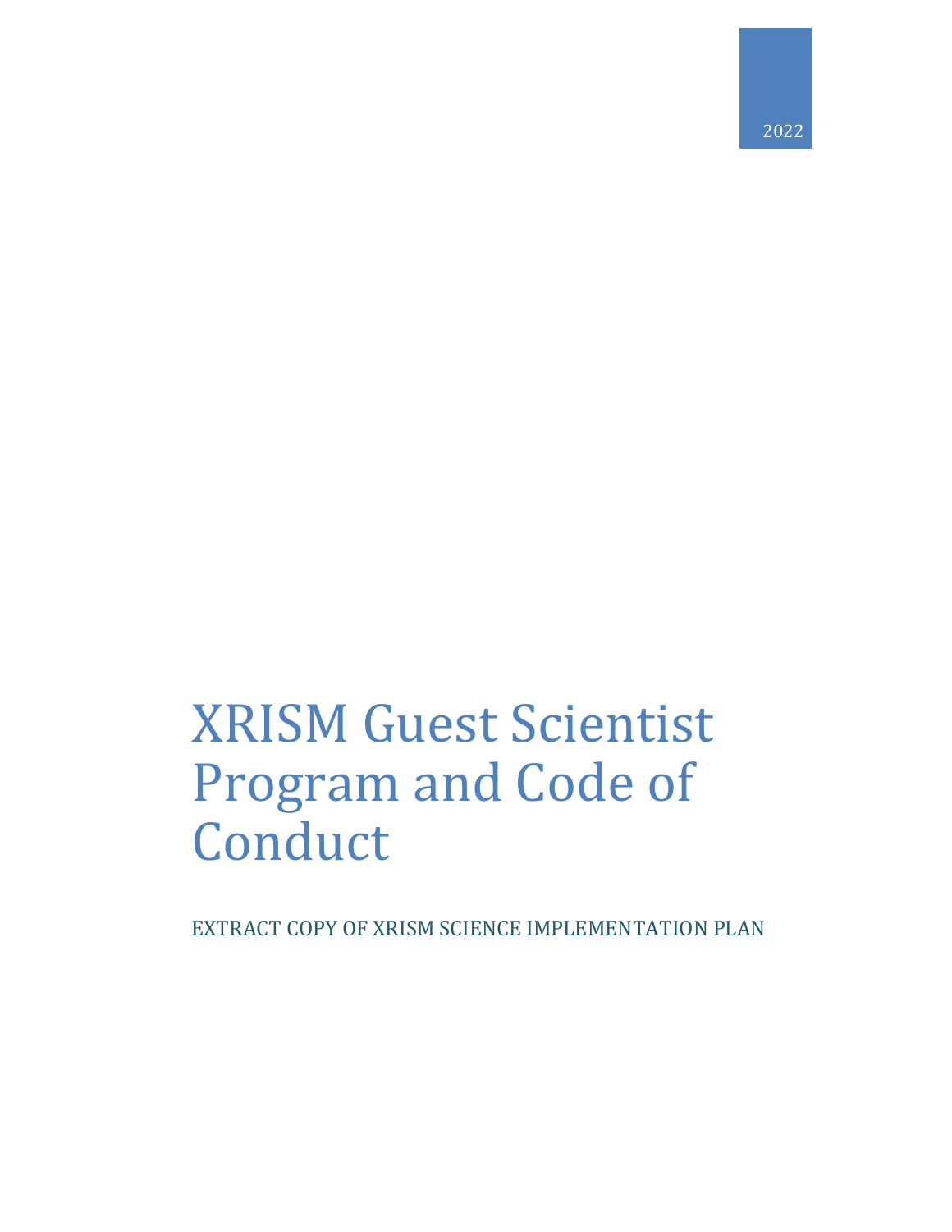2022

# XRISM Guest Scientist Program and Code of Conduct

EXTRACT COPY OF XRISM SCIENCE IMPLEMENTATION PLAN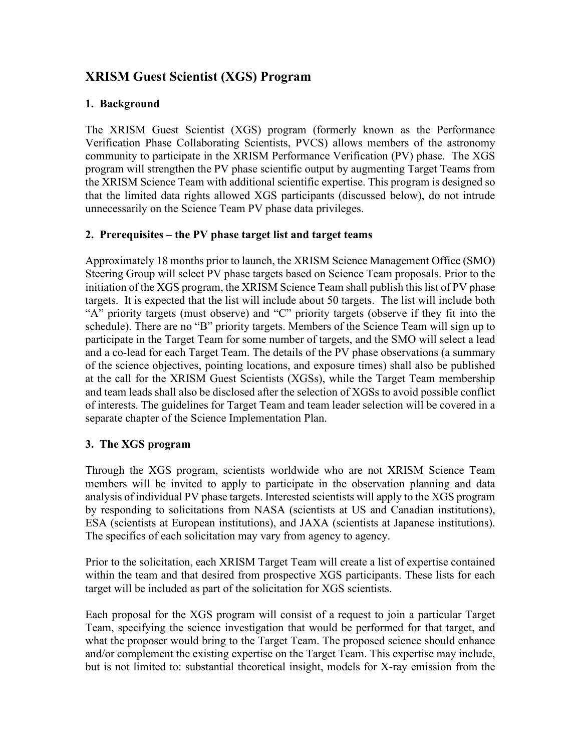## XRISM Guest Scientist (XGS) Program

### 1. Background

The XRISM Guest Scientist (XGS) program (formerly known as the Performance Verification Phase Collaborating Scientists, PVCS) allows members of the astronomy community to participate in the XRISM Performance Verification (PV) phase. The XGS program will strengthen the PV phase scientific output by augmenting Target Teams from the XRISM Science Team with additional scientific expertise. This program is designed so that the limited data rights allowed XGS participants (discussed below), do not intrude unnecessarily on the Science Team PV phase data privileges.

### 2. Prerequisites – the PV phase target list and target teams

Approximately 18 months prior to launch, the XRISM Science Management Office (SMO) Steering Group will select PV phase targets based on Science Team proposals. Prior to the initiation of the XGS program, the XRISM Science Team shall publish this list of PV phase targets. It is expected that the list will include about 50 targets. The list will include both "A" priority targets (must observe) and "C" priority targets (observe if they fit into the schedule). There are no "B" priority targets. Members of the Science Team will sign up to participate in the Target Team for some number of targets, and the SMO will select a lead and a co-lead for each Target Team. The details of the PV phase observations (a summary of the science objectives, pointing locations, and exposure times) shall also be published at the call for the XRISM Guest Scientists (XGSs), while the Target Team membership and team leads shall also be disclosed after the selection of XGSs to avoid possible conflict of interests. The guidelines for Target Team and team leader selection will be covered in a separate chapter of the Science Implementation Plan.

### 3. The XGS program

Through the XGS program, scientists worldwide who are not XRISM Science Team members will be invited to apply to participate in the observation planning and data analysis of individual PV phase targets. Interested scientists will apply to the XGS program by responding to solicitations from NASA (scientists at US and Canadian institutions), ESA (scientists at European institutions), and JAXA (scientists at Japanese institutions). The specifics of each solicitation may vary from agency to agency.

Prior to the solicitation, each XRISM Target Team will create a list of expertise contained within the team and that desired from prospective XGS participants. These lists for each target will be included as part of the solicitation for XGS scientists.

Each proposal for the XGS program will consist of a request to join a particular Target Team, specifying the science investigation that would be performed for that target, and what the proposer would bring to the Target Team. The proposed science should enhance and/or complement the existing expertise on the Target Team. This expertise may include, but is not limited to: substantial theoretical insight, models for X-ray emission from the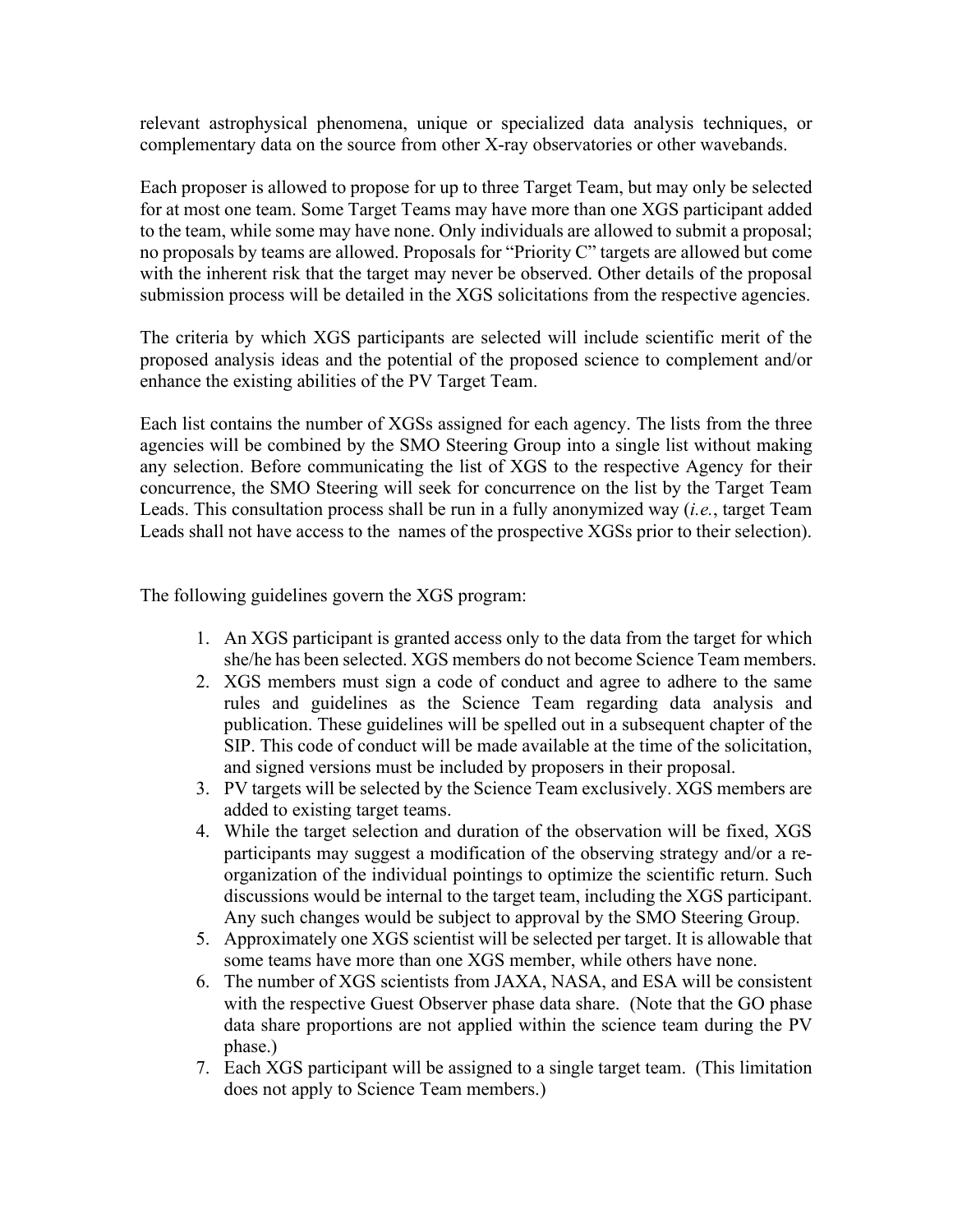relevant astrophysical phenomena, unique or specialized data analysis techniques, or complementary data on the source from other X-ray observatories or other wavebands.

Each proposer is allowed to propose for up to three Target Team, but may only be selected for at most one team. Some Target Teams may have more than one XGS participant added to the team, while some may have none. Only individuals are allowed to submit a proposal; no proposals by teams are allowed. Proposals for "Priority C" targets are allowed but come with the inherent risk that the target may never be observed. Other details of the proposal submission process will be detailed in the XGS solicitations from the respective agencies.

The criteria by which XGS participants are selected will include scientific merit of the proposed analysis ideas and the potential of the proposed science to complement and/or enhance the existing abilities of the PV Target Team.

Each list contains the number of XGSs assigned for each agency. The lists from the three agencies will be combined by the SMO Steering Group into a single list without making any selection. Before communicating the list of XGS to the respective Agency for their concurrence, the SMO Steering will seek for concurrence on the list by the Target Team Leads. This consultation process shall be run in a fully anonymized way (*i.e.*, target Team Leads shall not have access to the names of the prospective XGSs prior to their selection).

The following guidelines govern the XGS program:

1. An XGS participant is granted access only to the data from the target for which she/he has been selected. XGS members do not become Science Team members.
2. XGS members must sign a code of conduct and agree to adhere to the same rules and guidelines as the Science Team regarding data analysis and publication. These guidelines will be spelled out in a subsequent chapter of the SIP. This code of conduct will be made available at the time of the solicitation, and signed versions must be included by proposers in their proposal.
3. PV targets will be selected by the Science Team exclusively. XGS members are added to existing target teams.
4. While the target selection and duration of the observation will be fixed, XGS participants may suggest a modification of the observing strategy and/or a re-organization of the individual pointings to optimize the scientific return. Such discussions would be internal to the target team, including the XGS participant. Any such changes would be subject to approval by the SMO Steering Group.
5. Approximately one XGS scientist will be selected per target. It is allowable that some teams have more than one XGS member, while others have none.
6. The number of XGS scientists from JAXA, NASA, and ESA will be consistent with the respective Guest Observer phase data share. (Note that the GO phase data share proportions are not applied within the science team during the PV phase.)
7. Each XGS participant will be assigned to a single target team. (This limitation does not apply to Science Team members.)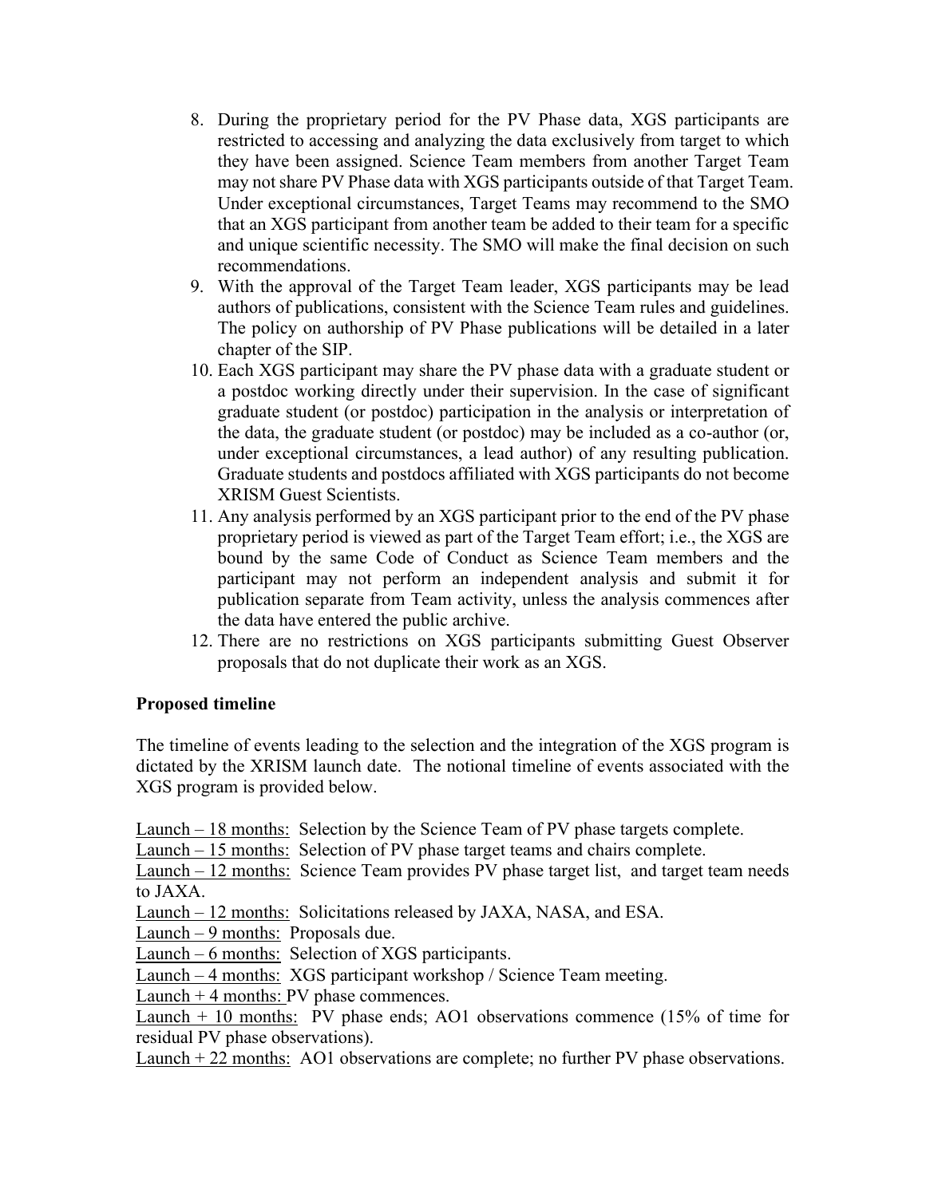8. During the proprietary period for the PV Phase data, XGS participants are restricted to accessing and analyzing the data exclusively from target to which they have been assigned. Science Team members from another Target Team may not share PV Phase data with XGS participants outside of that Target Team. Under exceptional circumstances, Target Teams may recommend to the SMO that an XGS participant from another team be added to their team for a specific and unique scientific necessity. The SMO will make the final decision on such recommendations.
9. With the approval of the Target Team leader, XGS participants may be lead authors of publications, consistent with the Science Team rules and guidelines. The policy on authorship of PV Phase publications will be detailed in a later chapter of the SIP.
10. Each XGS participant may share the PV phase data with a graduate student or a postdoc working directly under their supervision. In the case of significant graduate student (or postdoc) participation in the analysis or interpretation of the data, the graduate student (or postdoc) may be included as a co-author (or, under exceptional circumstances, a lead author) of any resulting publication. Graduate students and postdocs affiliated with XGS participants do not become XRISM Guest Scientists.
11. Any analysis performed by an XGS participant prior to the end of the PV phase proprietary period is viewed as part of the Target Team effort; i.e., the XGS are bound by the same Code of Conduct as Science Team members and the participant may not perform an independent analysis and submit it for publication separate from Team activity, unless the analysis commences after the data have entered the public archive.
12. There are no restrictions on XGS participants submitting Guest Observer proposals that do not duplicate their work as an XGS.

**Proposed timeline**

The timeline of events leading to the selection and the integration of the XGS program is dictated by the XRISM launch date. The notional timeline of events associated with the XGS program is provided below.

<u>Launch – 18 months:</u> Selection by the Science Team of PV phase targets complete.
<u>Launch – 15 months:</u> Selection of PV phase target teams and chairs complete.
<u>Launch – 12 months:</u> Science Team provides PV phase target list, and target team needs to JAXA.
<u>Launch – 12 months:</u> Solicitations released by JAXA, NASA, and ESA.
<u>Launch – 9 months:</u> Proposals due.
<u>Launch – 6 months:</u> Selection of XGS participants.
<u>Launch – 4 months:</u> XGS participant workshop / Science Team meeting.
<u>Launch + 4 months:</u> PV phase commences.
<u>Launch + 10 months:</u> PV phase ends; AO1 observations commence (15% of time for residual PV phase observations).
<u>Launch + 22 months:</u> AO1 observations are complete; no further PV phase observations.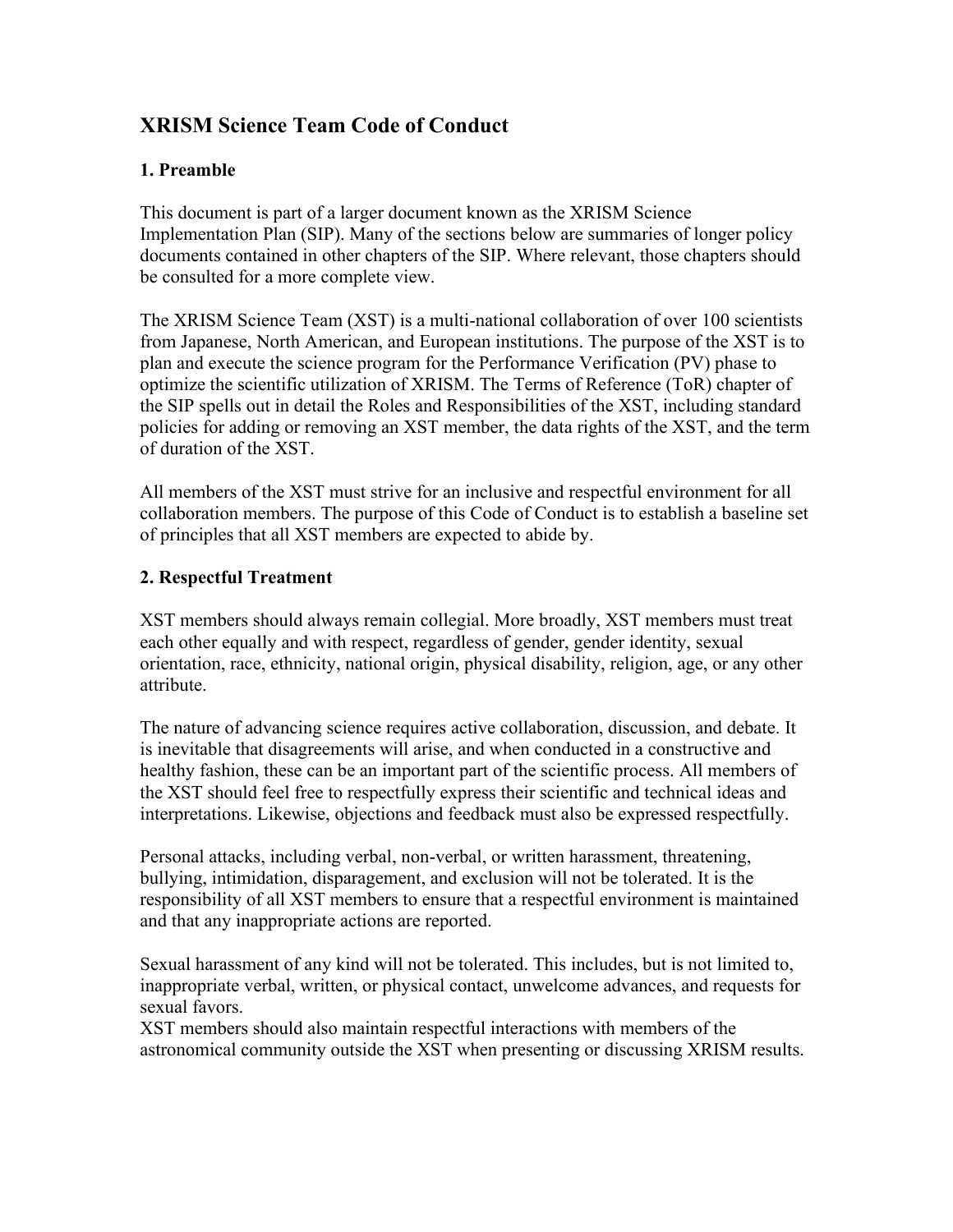# XRISM Science Team Code of Conduct

## 1. Preamble

This document is part of a larger document known as the XRISM Science Implementation Plan (SIP). Many of the sections below are summaries of longer policy documents contained in other chapters of the SIP. Where relevant, those chapters should be consulted for a more complete view.

The XRISM Science Team (XST) is a multi-national collaboration of over 100 scientists from Japanese, North American, and European institutions. The purpose of the XST is to plan and execute the science program for the Performance Verification (PV) phase to optimize the scientific utilization of XRISM. The Terms of Reference (ToR) chapter of the SIP spells out in detail the Roles and Responsibilities of the XST, including standard policies for adding or removing an XST member, the data rights of the XST, and the term of duration of the XST.

All members of the XST must strive for an inclusive and respectful environment for all collaboration members. The purpose of this Code of Conduct is to establish a baseline set of principles that all XST members are expected to abide by.

## 2. Respectful Treatment

XST members should always remain collegial. More broadly, XST members must treat each other equally and with respect, regardless of gender, gender identity, sexual orientation, race, ethnicity, national origin, physical disability, religion, age, or any other attribute.

The nature of advancing science requires active collaboration, discussion, and debate. It is inevitable that disagreements will arise, and when conducted in a constructive and healthy fashion, these can be an important part of the scientific process. All members of the XST should feel free to respectfully express their scientific and technical ideas and interpretations. Likewise, objections and feedback must also be expressed respectfully.

Personal attacks, including verbal, non-verbal, or written harassment, threatening, bullying, intimidation, disparagement, and exclusion will not be tolerated. It is the responsibility of all XST members to ensure that a respectful environment is maintained and that any inappropriate actions are reported.

Sexual harassment of any kind will not be tolerated. This includes, but is not limited to, inappropriate verbal, written, or physical contact, unwelcome advances, and requests for sexual favors.

XST members should also maintain respectful interactions with members of the astronomical community outside the XST when presenting or discussing XRISM results.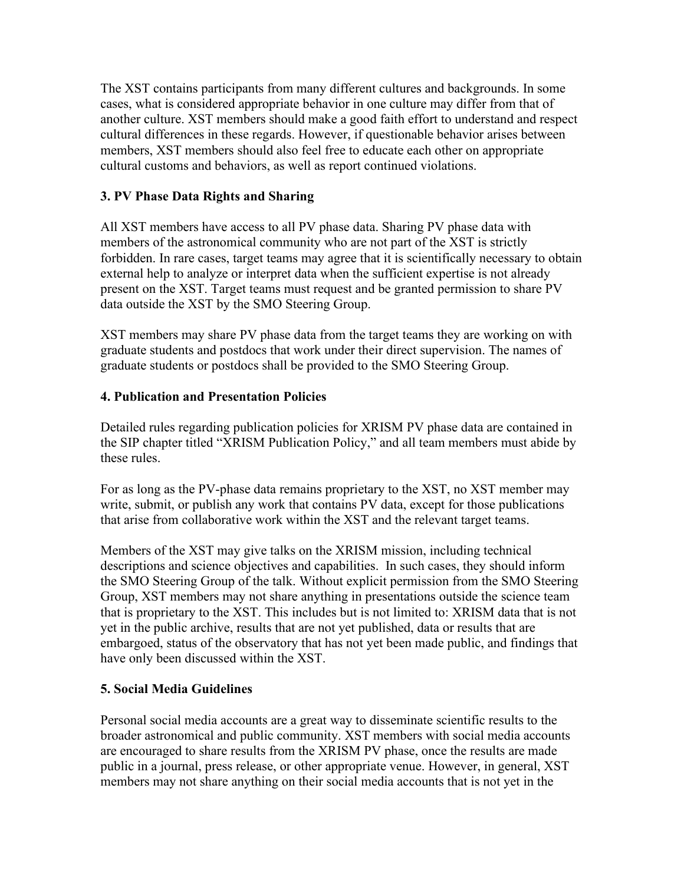The XST contains participants from many different cultures and backgrounds. In some cases, what is considered appropriate behavior in one culture may differ from that of another culture. XST members should make a good faith effort to understand and respect cultural differences in these regards. However, if questionable behavior arises between members, XST members should also feel free to educate each other on appropriate cultural customs and behaviors, as well as report continued violations.

### 3. PV Phase Data Rights and Sharing

All XST members have access to all PV phase data. Sharing PV phase data with members of the astronomical community who are not part of the XST is strictly forbidden. In rare cases, target teams may agree that it is scientifically necessary to obtain external help to analyze or interpret data when the sufficient expertise is not already present on the XST. Target teams must request and be granted permission to share PV data outside the XST by the SMO Steering Group.

XST members may share PV phase data from the target teams they are working on with graduate students and postdocs that work under their direct supervision. The names of graduate students or postdocs shall be provided to the SMO Steering Group.

### 4. Publication and Presentation Policies

Detailed rules regarding publication policies for XRISM PV phase data are contained in the SIP chapter titled "XRISM Publication Policy," and all team members must abide by these rules.

For as long as the PV-phase data remains proprietary to the XST, no XST member may write, submit, or publish any work that contains PV data, except for those publications that arise from collaborative work within the XST and the relevant target teams.

Members of the XST may give talks on the XRISM mission, including technical descriptions and science objectives and capabilities. In such cases, they should inform the SMO Steering Group of the talk. Without explicit permission from the SMO Steering Group, XST members may not share anything in presentations outside the science team that is proprietary to the XST. This includes but is not limited to: XRISM data that is not yet in the public archive, results that are not yet published, data or results that are embargoed, status of the observatory that has not yet been made public, and findings that have only been discussed within the XST.

### 5. Social Media Guidelines

Personal social media accounts are a great way to disseminate scientific results to the broader astronomical and public community. XST members with social media accounts are encouraged to share results from the XRISM PV phase, once the results are made public in a journal, press release, or other appropriate venue. However, in general, XST members may not share anything on their social media accounts that is not yet in the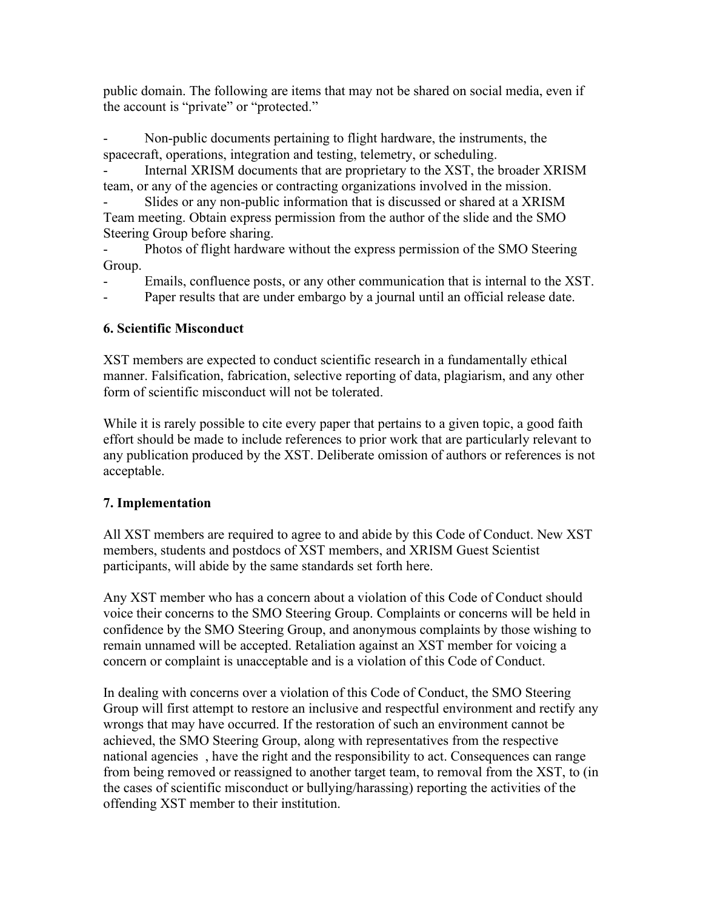public domain. The following are items that may not be shared on social media, even if the account is "private" or "protected."

- Non-public documents pertaining to flight hardware, the instruments, the spacecraft, operations, integration and testing, telemetry, or scheduling.
- Internal XRISM documents that are proprietary to the XST, the broader XRISM team, or any of the agencies or contracting organizations involved in the mission.
- Slides or any non-public information that is discussed or shared at a XRISM Team meeting. Obtain express permission from the author of the slide and the SMO Steering Group before sharing.
- Photos of flight hardware without the express permission of the SMO Steering Group.
- Emails, confluence posts, or any other communication that is internal to the XST.
- Paper results that are under embargo by a journal until an official release date.

**6. Scientific Misconduct**

XST members are expected to conduct scientific research in a fundamentally ethical manner. Falsification, fabrication, selective reporting of data, plagiarism, and any other form of scientific misconduct will not be tolerated.

While it is rarely possible to cite every paper that pertains to a given topic, a good faith effort should be made to include references to prior work that are particularly relevant to any publication produced by the XST. Deliberate omission of authors or references is not acceptable.

**7. Implementation**

All XST members are required to agree to and abide by this Code of Conduct. New XST members, students and postdocs of XST members, and XRISM Guest Scientist participants, will abide by the same standards set forth here.

Any XST member who has a concern about a violation of this Code of Conduct should voice their concerns to the SMO Steering Group. Complaints or concerns will be held in confidence by the SMO Steering Group, and anonymous complaints by those wishing to remain unnamed will be accepted. Retaliation against an XST member for voicing a concern or complaint is unacceptable and is a violation of this Code of Conduct.

In dealing with concerns over a violation of this Code of Conduct, the SMO Steering Group will first attempt to restore an inclusive and respectful environment and rectify any wrongs that may have occurred. If the restoration of such an environment cannot be achieved, the SMO Steering Group, along with representatives from the respective national agencies , have the right and the responsibility to act. Consequences can range from being removed or reassigned to another target team, to removal from the XST, to (in the cases of scientific misconduct or bullying/harassing) reporting the activities of the offending XST member to their institution.